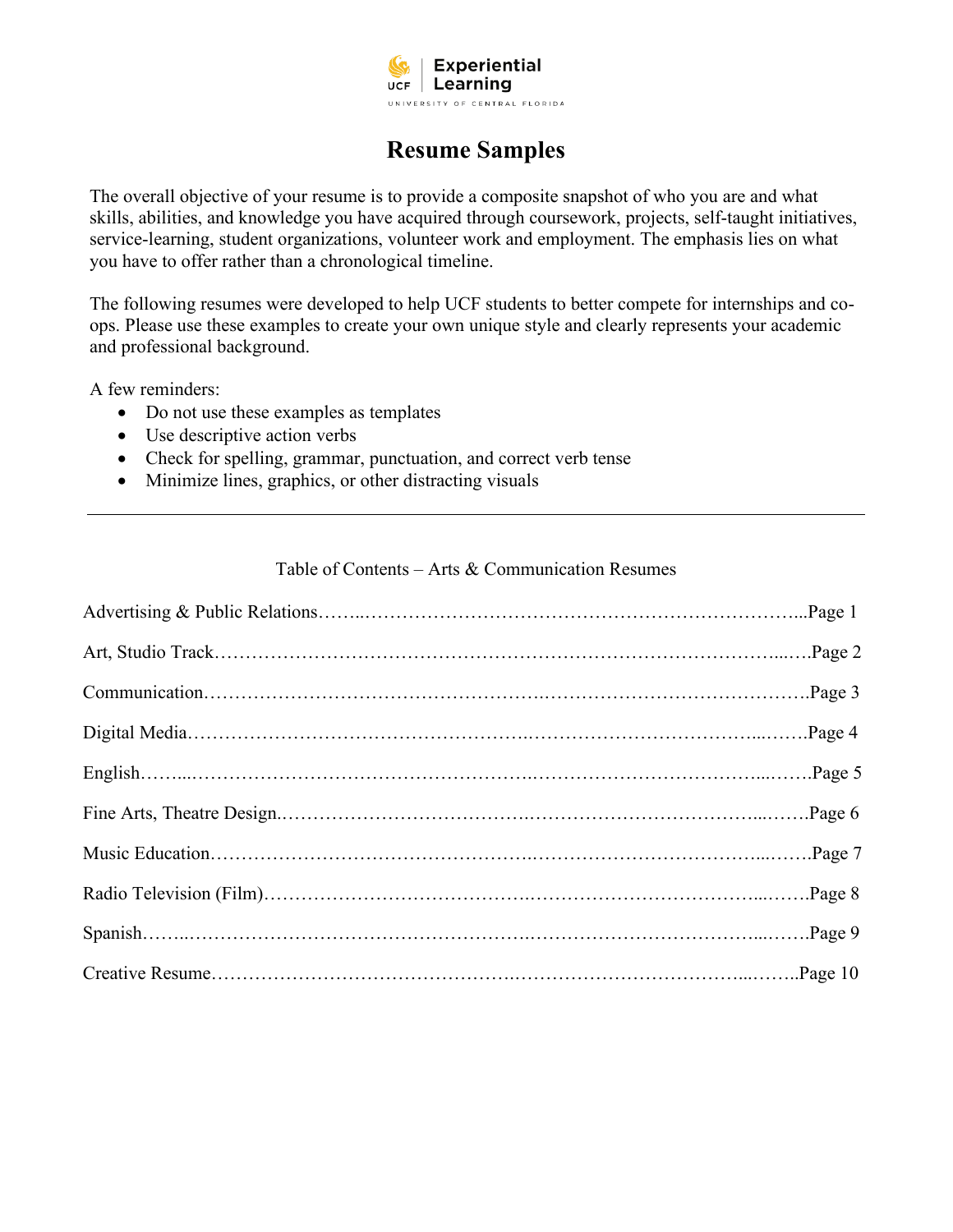UCF | Experiential Learning
UNIVERSITY OF CENTRAL FLORIDA

# Resume Samples

The overall objective of your resume is to provide a composite snapshot of who you are and what skills, abilities, and knowledge you have acquired through coursework, projects, self-taught initiatives, service-learning, student organizations, volunteer work and employment. The emphasis lies on what you have to offer rather than a chronological timeline.

The following resumes were developed to help UCF students to better compete for internships and co-ops. Please use these examples to create your own unique style and clearly represents your academic and professional background.

A few reminders:

- Do not use these examples as templates
- Use descriptive action verbs
- Check for spelling, grammar, punctuation, and correct verb tense
- Minimize lines, graphics, or other distracting visuals

---

Table of Contents – Arts & Communication Resumes

Advertising & Public Relations……..…………………………………………………………...Page 1

Art, Studio Track………………………………………………………………………………...….Page 2

Communication…………………………………………….…………………………………….Page 3

Digital Media……………………………………………….………………………………...…….Page 4

English……...……………………………………………..………………………………...…….Page 5

Fine Arts, Theatre Design.……………………………….………………………………...…….Page 6

Music Education…………………………………………..………………………………...…….Page 7

Radio Television (Film)…………………………………….………………………………...…….Page 8

Spanish……..……………………………………………….………………………………...…….Page 9

Creative Resume…………………………………………….………………………………...……..Page 10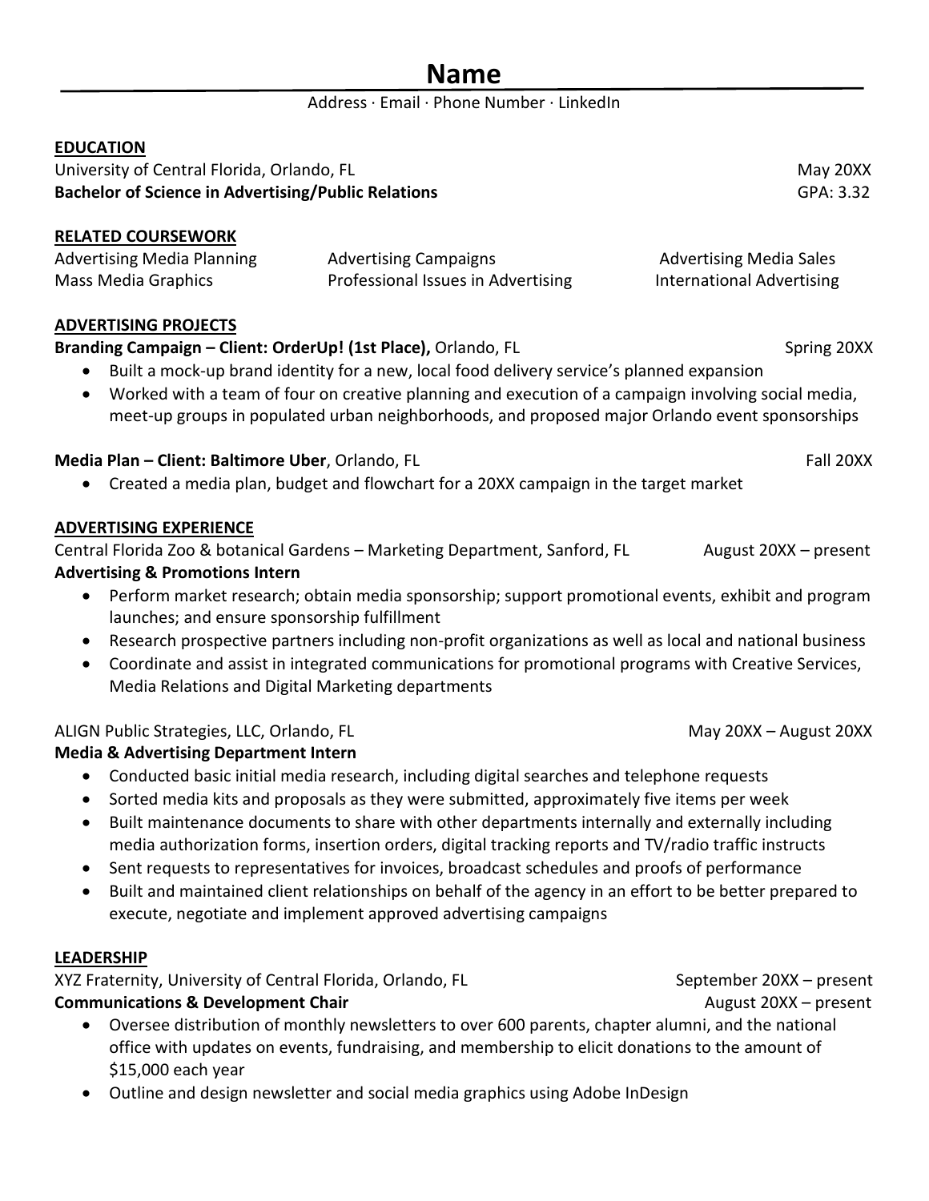# Name

Address · Email · Phone Number · LinkedIn

## EDUCATION

University of Central Florida, Orlando, FL — May 20XX
**Bachelor of Science in Advertising/Public Relations** — GPA: 3.32

## RELATED COURSEWORK

| | | |
|---|---|---|
| Advertising Media Planning | Advertising Campaigns | Advertising Media Sales |
| Mass Media Graphics | Professional Issues in Advertising | International Advertising |

## ADVERTISING PROJECTS

**Branding Campaign – Client: OrderUp! (1st Place),** Orlando, FL — Spring 20XX

- Built a mock-up brand identity for a new, local food delivery service's planned expansion
- Worked with a team of four on creative planning and execution of a campaign involving social media, meet-up groups in populated urban neighborhoods, and proposed major Orlando event sponsorships

**Media Plan – Client: Baltimore Uber**, Orlando, FL — Fall 20XX

- Created a media plan, budget and flowchart for a 20XX campaign in the target market

## ADVERTISING EXPERIENCE

Central Florida Zoo & botanical Gardens – Marketing Department, Sanford, FL — August 20XX – present
**Advertising & Promotions Intern**

- Perform market research; obtain media sponsorship; support promotional events, exhibit and program launches; and ensure sponsorship fulfillment
- Research prospective partners including non-profit organizations as well as local and national business
- Coordinate and assist in integrated communications for promotional programs with Creative Services, Media Relations and Digital Marketing departments

ALIGN Public Strategies, LLC, Orlando, FL — May 20XX – August 20XX
**Media & Advertising Department Intern**

- Conducted basic initial media research, including digital searches and telephone requests
- Sorted media kits and proposals as they were submitted, approximately five items per week
- Built maintenance documents to share with other departments internally and externally including media authorization forms, insertion orders, digital tracking reports and TV/radio traffic instructs
- Sent requests to representatives for invoices, broadcast schedules and proofs of performance
- Built and maintained client relationships on behalf of the agency in an effort to be better prepared to execute, negotiate and implement approved advertising campaigns

## LEADERSHIP

XYZ Fraternity, University of Central Florida, Orlando, FL — September 20XX – present
**Communications & Development Chair** — August 20XX – present

- Oversee distribution of monthly newsletters to over 600 parents, chapter alumni, and the national office with updates on events, fundraising, and membership to elicit donations to the amount of $15,000 each year
- Outline and design newsletter and social media graphics using Adobe InDesign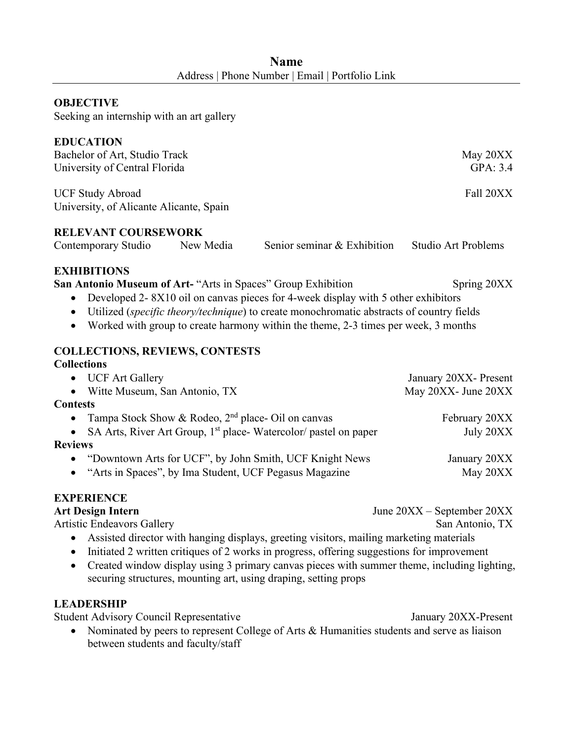# Name

Address | Phone Number | Email | Portfolio Link

## OBJECTIVE

Seeking an internship with an art gallery

## EDUCATION

Bachelor of Art, Studio Track — May 20XX
University of Central Florida — GPA: 3.4

UCF Study Abroad — Fall 20XX
University, of Alicante Alicante, Spain

## RELEVANT COURSEWORK

Contemporary Studio | New Media | Senior seminar & Exhibition | Studio Art Problems

## EXHIBITIONS

**San Antonio Museum of Art-** "Arts in Spaces" Group Exhibition — Spring 20XX

- Developed 2- 8X10 oil on canvas pieces for 4-week display with 5 other exhibitors
- Utilized (*specific theory/technique*) to create monochromatic abstracts of country fields
- Worked with group to create harmony within the theme, 2-3 times per week, 3 months

## COLLECTIONS, REVIEWS, CONTESTS

**Collections**

- UCF Art Gallery — January 20XX- Present
- Witte Museum, San Antonio, TX — May 20XX- June 20XX

**Contests**

- Tampa Stock Show & Rodeo, 2nd place- Oil on canvas — February 20XX
- SA Arts, River Art Group, 1st place- Watercolor/ pastel on paper — July 20XX

**Reviews**

- "Downtown Arts for UCF", by John Smith, UCF Knight News — January 20XX
- "Arts in Spaces", by Ima Student, UCF Pegasus Magazine — May 20XX

## EXPERIENCE

**Art Design Intern** — June 20XX – September 20XX
Artistic Endeavors Gallery — San Antonio, TX

- Assisted director with hanging displays, greeting visitors, mailing marketing materials
- Initiated 2 written critiques of 2 works in progress, offering suggestions for improvement
- Created window display using 3 primary canvas pieces with summer theme, including lighting, securing structures, mounting art, using draping, setting props

## LEADERSHIP

Student Advisory Council Representative — January 20XX-Present

- Nominated by peers to represent College of Arts & Humanities students and serve as liaison between students and faculty/staff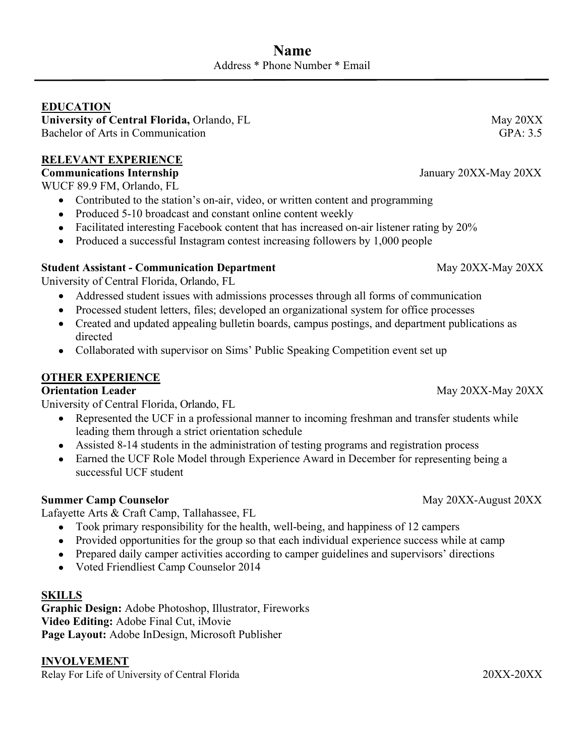# Name

Address * Phone Number * Email

---

## EDUCATION

**University of Central Florida,** Orlando, FL — May 20XX
Bachelor of Arts in Communication — GPA: 3.5

## RELEVANT EXPERIENCE

**Communications Internship** — January 20XX-May 20XX
WUCF 89.9 FM, Orlando, FL

- Contributed to the station's on-air, video, or written content and programming
- Produced 5-10 broadcast and constant online content weekly
- Facilitated interesting Facebook content that has increased on-air listener rating by 20%
- Produced a successful Instagram contest increasing followers by 1,000 people

**Student Assistant - Communication Department** — May 20XX-May 20XX
University of Central Florida, Orlando, FL

- Addressed student issues with admissions processes through all forms of communication
- Processed student letters, files; developed an organizational system for office processes
- Created and updated appealing bulletin boards, campus postings, and department publications as directed
- Collaborated with supervisor on Sims' Public Speaking Competition event set up

## OTHER EXPERIENCE

**Orientation Leader** — May 20XX-May 20XX
University of Central Florida, Orlando, FL

- Represented the UCF in a professional manner to incoming freshman and transfer students while leading them through a strict orientation schedule
- Assisted 8-14 students in the administration of testing programs and registration process
- Earned the UCF Role Model through Experience Award in December for representing being a successful UCF student

**Summer Camp Counselor** — May 20XX-August 20XX
Lafayette Arts & Craft Camp, Tallahassee, FL

- Took primary responsibility for the health, well-being, and happiness of 12 campers
- Provided opportunities for the group so that each individual experience success while at camp
- Prepared daily camper activities according to camper guidelines and supervisors' directions
- Voted Friendliest Camp Counselor 2014

## SKILLS

**Graphic Design:** Adobe Photoshop, Illustrator, Fireworks
**Video Editing:** Adobe Final Cut, iMovie
**Page Layout:** Adobe InDesign, Microsoft Publisher

## INVOLVEMENT

Relay For Life of University of Central Florida — 20XX-20XX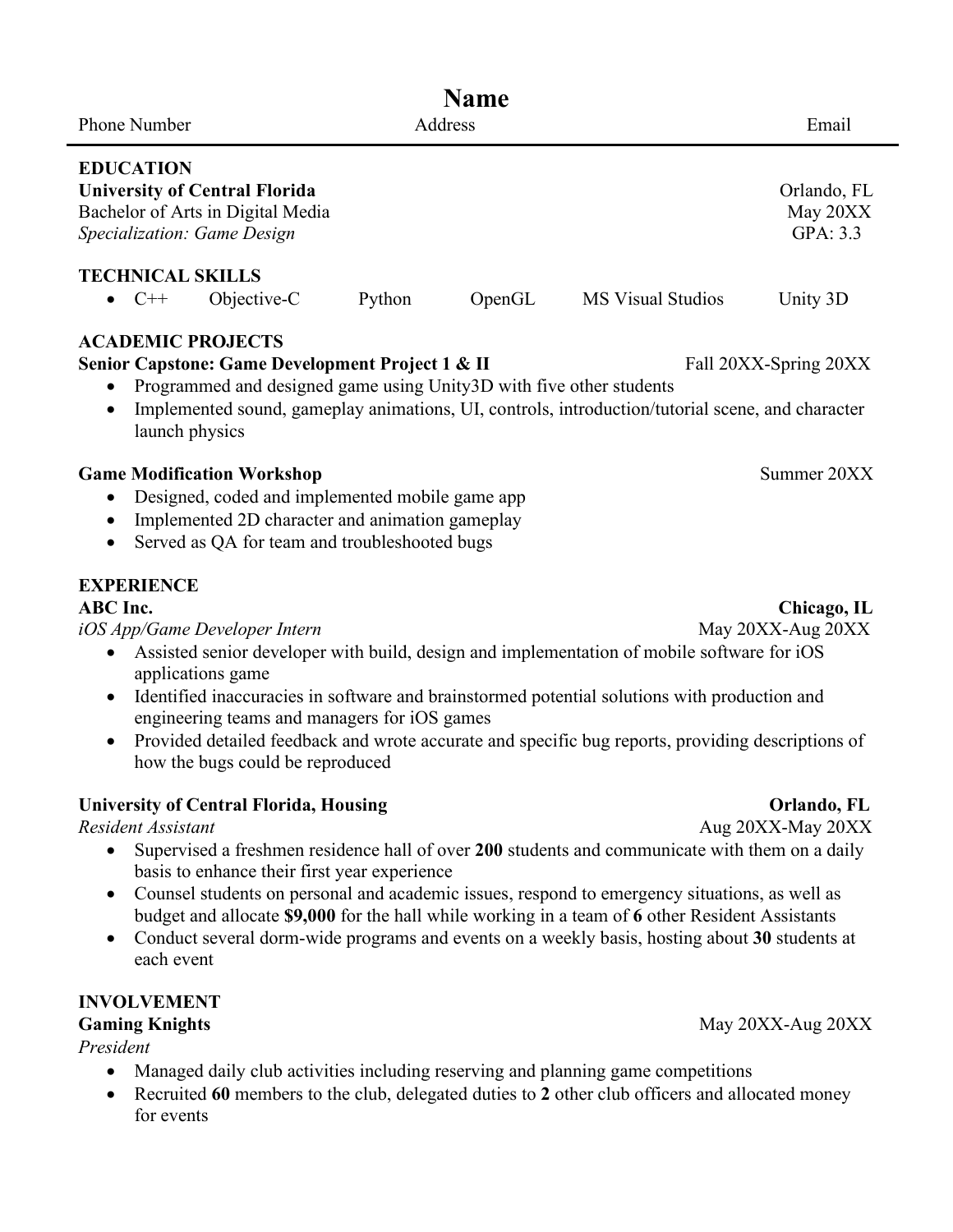# Name

Phone Number | Address | Email

## EDUCATION

**University of Central Florida** — Orlando, FL
Bachelor of Arts in Digital Media — May 20XX
*Specialization: Game Design* — GPA: 3.3

## TECHNICAL SKILLS

- C++ | Objective-C | Python | OpenGL | MS Visual Studios | Unity 3D

## ACADEMIC PROJECTS

**Senior Capstone: Game Development Project 1 & II** — Fall 20XX-Spring 20XX

- Programmed and designed game using Unity3D with five other students
- Implemented sound, gameplay animations, UI, controls, introduction/tutorial scene, and character launch physics

**Game Modification Workshop** — Summer 20XX

- Designed, coded and implemented mobile game app
- Implemented 2D character and animation gameplay
- Served as QA for team and troubleshooted bugs

## EXPERIENCE

**ABC Inc.** — **Chicago, IL**
*iOS App/Game Developer Intern* — May 20XX-Aug 20XX

- Assisted senior developer with build, design and implementation of mobile software for iOS applications game
- Identified inaccuracies in software and brainstormed potential solutions with production and engineering teams and managers for iOS games
- Provided detailed feedback and wrote accurate and specific bug reports, providing descriptions of how the bugs could be reproduced

**University of Central Florida, Housing** — **Orlando, FL**
*Resident Assistant* — Aug 20XX-May 20XX

- Supervised a freshmen residence hall of over **200** students and communicate with them on a daily basis to enhance their first year experience
- Counsel students on personal and academic issues, respond to emergency situations, as well as budget and allocate **$9,000** for the hall while working in a team of **6** other Resident Assistants
- Conduct several dorm-wide programs and events on a weekly basis, hosting about **30** students at each event

## INVOLVEMENT

**Gaming Knights** — May 20XX-Aug 20XX
*President*

- Managed daily club activities including reserving and planning game competitions
- Recruited **60** members to the club, delegated duties to **2** other club officers and allocated money for events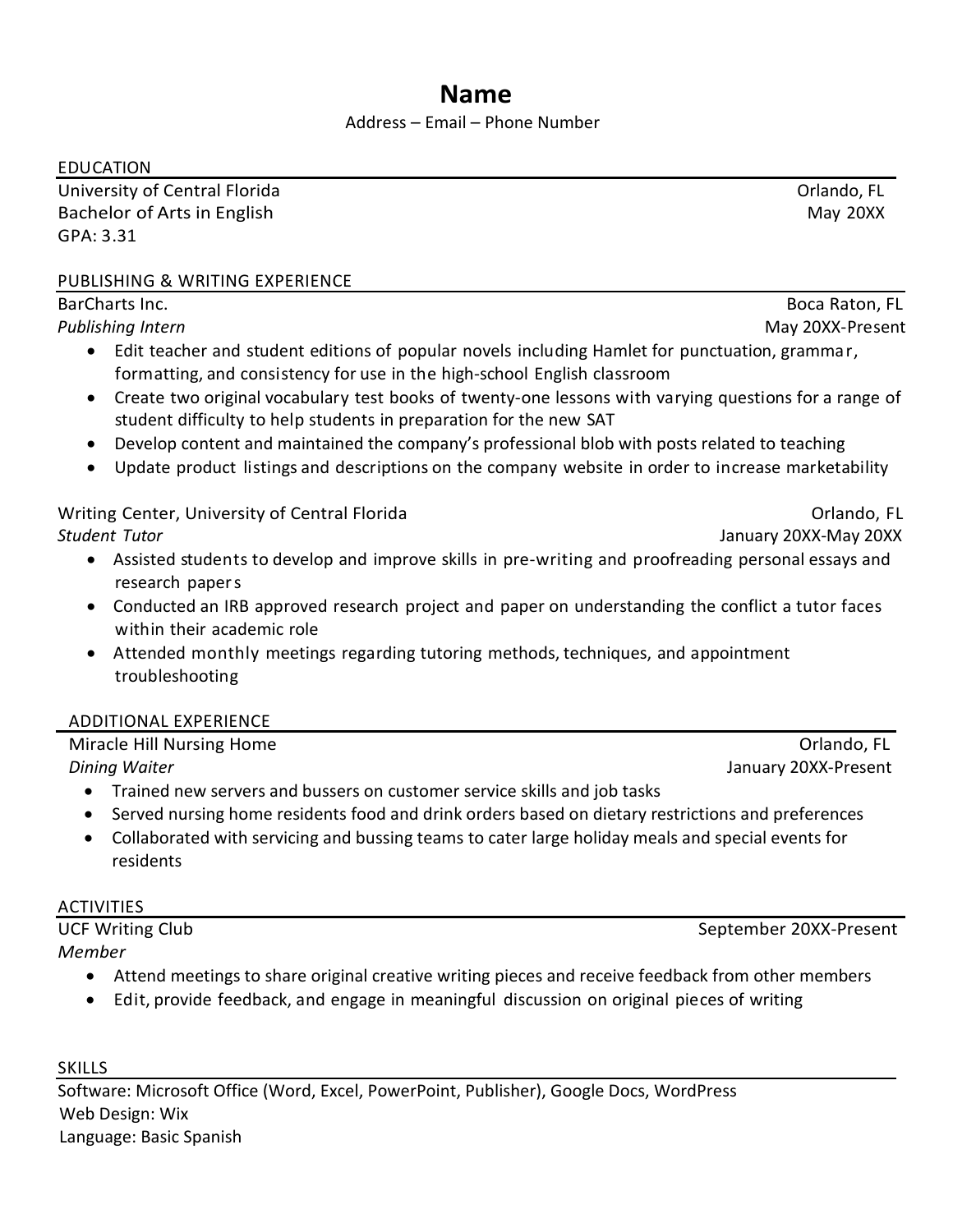# Name

Address – Email – Phone Number

## EDUCATION

University of Central Florida — Orlando, FL
Bachelor of Arts in English — May 20XX
GPA: 3.31

## PUBLISHING & WRITING EXPERIENCE

BarCharts Inc. — Boca Raton, FL
*Publishing Intern* — May 20XX-Present

- Edit teacher and student editions of popular novels including Hamlet for punctuation, grammar, formatting, and consistency for use in the high-school English classroom
- Create two original vocabulary test books of twenty-one lessons with varying questions for a range of student difficulty to help students in preparation for the new SAT
- Develop content and maintained the company's professional blob with posts related to teaching
- Update product listings and descriptions on the company website in order to increase marketability

Writing Center, University of Central Florida — Orlando, FL
*Student Tutor* — January 20XX-May 20XX

- Assisted students to develop and improve skills in pre-writing and proofreading personal essays and research papers
- Conducted an IRB approved research project and paper on understanding the conflict a tutor faces within their academic role
- Attended monthly meetings regarding tutoring methods, techniques, and appointment troubleshooting

## ADDITIONAL EXPERIENCE

Miracle Hill Nursing Home — Orlando, FL
*Dining Waiter* — January 20XX-Present

- Trained new servers and bussers on customer service skills and job tasks
- Served nursing home residents food and drink orders based on dietary restrictions and preferences
- Collaborated with servicing and bussing teams to cater large holiday meals and special events for residents

## ACTIVITIES

UCF Writing Club — September 20XX-Present
*Member*

- Attend meetings to share original creative writing pieces and receive feedback from other members
- Edit, provide feedback, and engage in meaningful discussion on original pieces of writing

## SKILLS

Software: Microsoft Office (Word, Excel, PowerPoint, Publisher), Google Docs, WordPress
Web Design: Wix
Language: Basic Spanish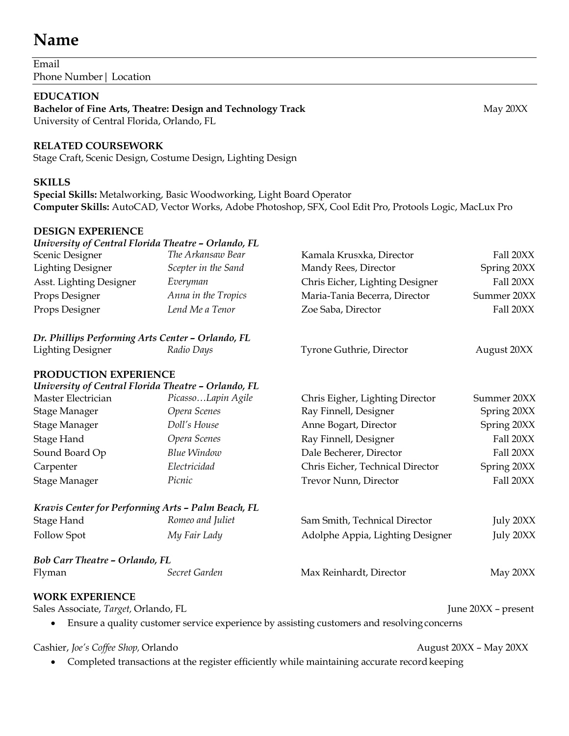# Name

Email
Phone Number | Location

## EDUCATION

**Bachelor of Fine Arts, Theatre: Design and Technology Track** May 20XX
University of Central Florida, Orlando, FL

## RELATED COURSEWORK

Stage Craft, Scenic Design, Costume Design, Lighting Design

## SKILLS

**Special Skills:** Metalworking, Basic Woodworking, Light Board Operator
**Computer Skills:** AutoCAD, Vector Works, Adobe Photoshop, SFX, Cool Edit Pro, Protools Logic, MacLux Pro

## DESIGN EXPERIENCE

***University of Central Florida Theatre – Orlando, FL***

| | | | |
|---|---|---|---|
| Scenic Designer | *The Arkansaw Bear* | Kamala Krusxka, Director | Fall 20XX |
| Lighting Designer | *Scepter in the Sand* | Mandy Rees, Director | Spring 20XX |
| Asst. Lighting Designer | *Everyman* | Chris Eicher, Lighting Designer | Fall 20XX |
| Props Designer | *Anna in the Tropics* | Maria-Tania Becerra, Director | Summer 20XX |
| Props Designer | *Lend Me a Tenor* | Zoe Saba, Director | Fall 20XX |

***Dr. Phillips Performing Arts Center – Orlando, FL***

| | | | |
|---|---|---|---|
| Lighting Designer | *Radio Days* | Tyrone Guthrie, Director | August 20XX |

## PRODUCTION EXPERIENCE

***University of Central Florida Theatre – Orlando, FL***

| | | | |
|---|---|---|---|
| Master Electrician | *Picasso…Lapin Agile* | Chris Eigher, Lighting Director | Summer 20XX |
| Stage Manager | *Opera Scenes* | Ray Finnell, Designer | Spring 20XX |
| Stage Manager | *Doll's House* | Anne Bogart, Director | Spring 20XX |
| Stage Hand | *Opera Scenes* | Ray Finnell, Designer | Fall 20XX |
| Sound Board Op | *Blue Window* | Dale Becherer, Director | Fall 20XX |
| Carpenter | *Electricidad* | Chris Eicher, Technical Director | Spring 20XX |
| Stage Manager | *Picnic* | Trevor Nunn, Director | Fall 20XX |

***Kravis Center for Performing Arts – Palm Beach, FL***

| | | | |
|---|---|---|---|
| Stage Hand | *Romeo and Juliet* | Sam Smith, Technical Director | July 20XX |
| Follow Spot | *My Fair Lady* | Adolphe Appia, Lighting Designer | July 20XX |

***Bob Carr Theatre – Orlando, FL***

| | | | |
|---|---|---|---|
| Flyman | *Secret Garden* | Max Reinhardt, Director | May 20XX |

## WORK EXPERIENCE

Sales Associate, *Target,* Orlando, FL June 20XX – present

- Ensure a quality customer service experience by assisting customers and resolving concerns

Cashier, *Joe's Coffee Shop,* Orlando August 20XX – May 20XX

- Completed transactions at the register efficiently while maintaining accurate record keeping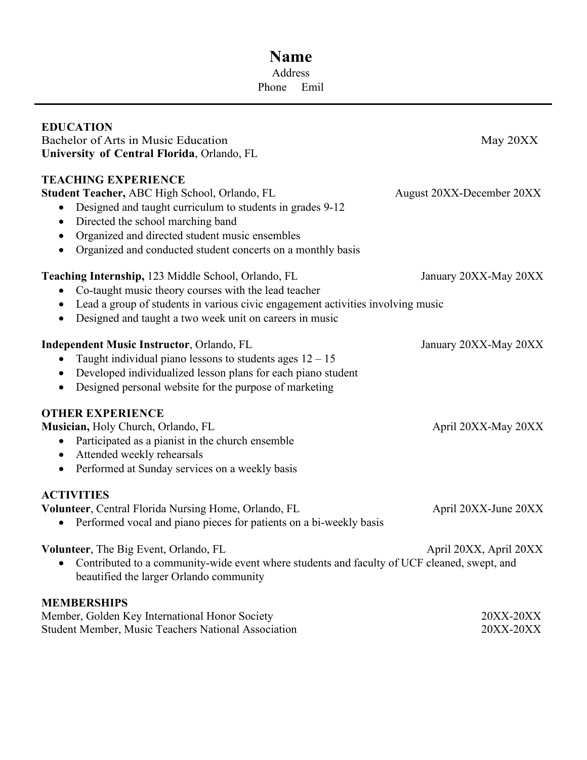# Name

Address
Phone Emil

---

## EDUCATION

Bachelor of Arts in Music Education — May 20XX
**University of Central Florida**, Orlando, FL

## TEACHING EXPERIENCE

**Student Teacher,** ABC High School, Orlando, FL — August 20XX-December 20XX

- Designed and taught curriculum to students in grades 9-12
- Directed the school marching band
- Organized and directed student music ensembles
- Organized and conducted student concerts on a monthly basis

**Teaching Internship,** 123 Middle School, Orlando, FL — January 20XX-May 20XX

- Co-taught music theory courses with the lead teacher
- Lead a group of students in various civic engagement activities involving music
- Designed and taught a two week unit on careers in music

**Independent Music Instructor**, Orlando, FL — January 20XX-May 20XX

- Taught individual piano lessons to students ages 12 – 15
- Developed individualized lesson plans for each piano student
- Designed personal website for the purpose of marketing

## OTHER EXPERIENCE

**Musician,** Holy Church, Orlando, FL — April 20XX-May 20XX

- Participated as a pianist in the church ensemble
- Attended weekly rehearsals
- Performed at Sunday services on a weekly basis

## ACTIVITIES

**Volunteer**, Central Florida Nursing Home, Orlando, FL — April 20XX-June 20XX

- Performed vocal and piano pieces for patients on a bi-weekly basis

**Volunteer**, The Big Event, Orlando, FL — April 20XX, April 20XX

- Contributed to a community-wide event where students and faculty of UCF cleaned, swept, and beautified the larger Orlando community

## MEMBERSHIPS

Member, Golden Key International Honor Society — 20XX-20XX
Student Member, Music Teachers National Association — 20XX-20XX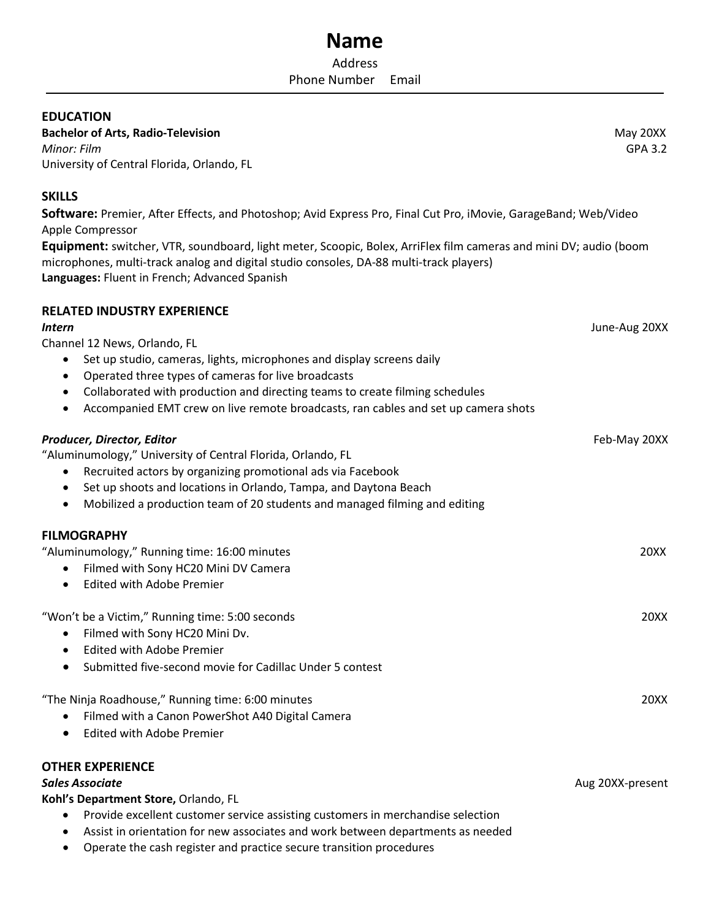# Name

Address

Phone Number Email

---

## EDUCATION

**Bachelor of Arts, Radio-Television** May 20XX

*Minor: Film* GPA 3.2

University of Central Florida, Orlando, FL

## SKILLS

**Software:** Premier, After Effects, and Photoshop; Avid Express Pro, Final Cut Pro, iMovie, GarageBand; Web/Video Apple Compressor

**Equipment:** switcher, VTR, soundboard, light meter, Scoopic, Bolex, ArriFlex film cameras and mini DV; audio (boom microphones, multi-track analog and digital studio consoles, DA-88 multi-track players)

**Languages:** Fluent in French; Advanced Spanish

## RELATED INDUSTRY EXPERIENCE

***Intern*** June-Aug 20XX

Channel 12 News, Orlando, FL

- Set up studio, cameras, lights, microphones and display screens daily
- Operated three types of cameras for live broadcasts
- Collaborated with production and directing teams to create filming schedules
- Accompanied EMT crew on live remote broadcasts, ran cables and set up camera shots

***Producer, Director, Editor*** Feb-May 20XX

"Aluminumology," University of Central Florida, Orlando, FL

- Recruited actors by organizing promotional ads via Facebook
- Set up shoots and locations in Orlando, Tampa, and Daytona Beach
- Mobilized a production team of 20 students and managed filming and editing

## FILMOGRAPHY

"Aluminumology," Running time: 16:00 minutes 20XX

- Filmed with Sony HC20 Mini DV Camera
- Edited with Adobe Premier

"Won't be a Victim," Running time: 5:00 seconds 20XX

- Filmed with Sony HC20 Mini Dv.
- Edited with Adobe Premier
- Submitted five-second movie for Cadillac Under 5 contest

"The Ninja Roadhouse," Running time: 6:00 minutes 20XX

- Filmed with a Canon PowerShot A40 Digital Camera
- Edited with Adobe Premier

## OTHER EXPERIENCE

***Sales Associate*** Aug 20XX-present

**Kohl's Department Store,** Orlando, FL

- Provide excellent customer service assisting customers in merchandise selection
- Assist in orientation for new associates and work between departments as needed
- Operate the cash register and practice secure transition procedures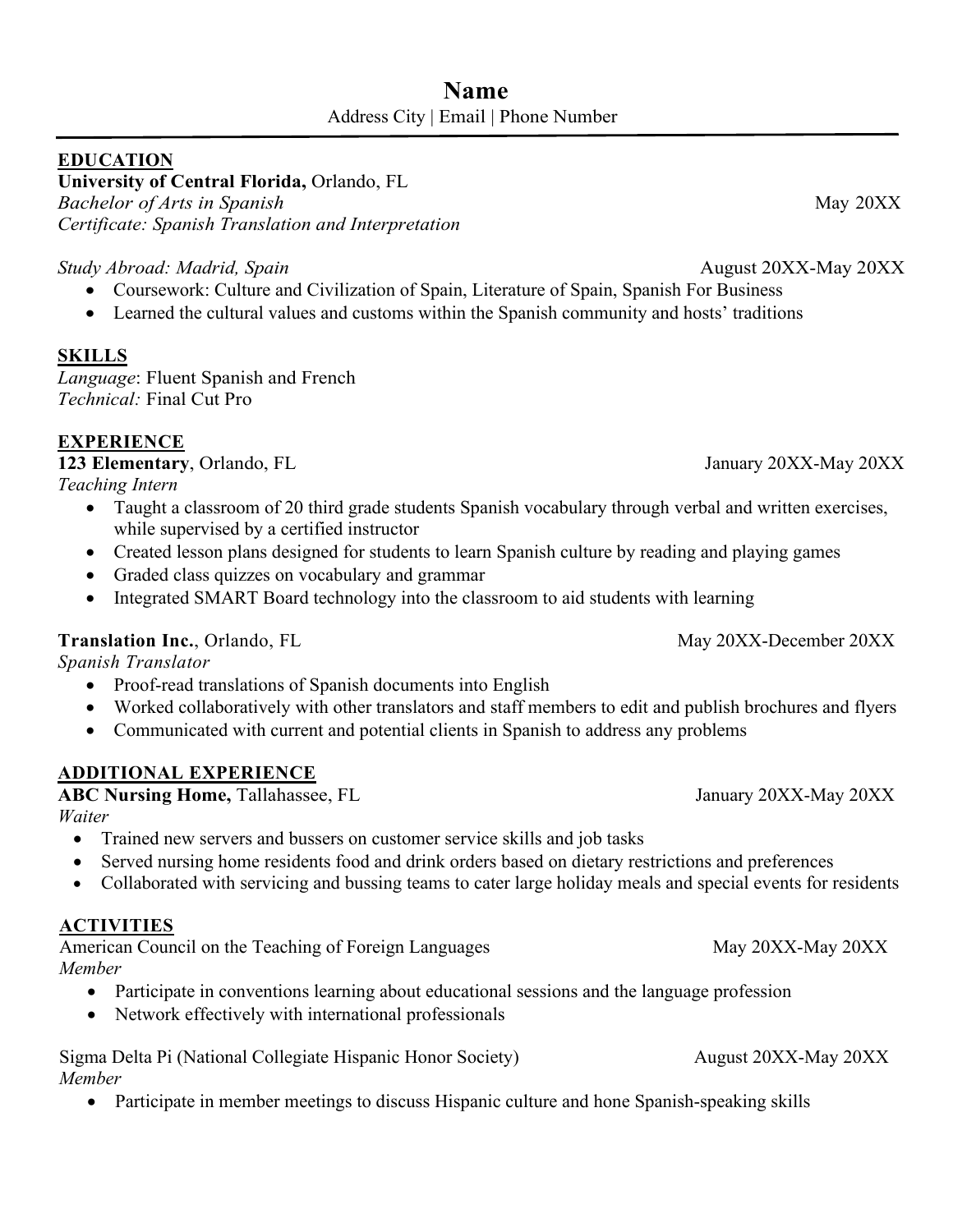# Name

Address City | Email | Phone Number

## EDUCATION

**University of Central Florida,** Orlando, FL

*Bachelor of Arts in Spanish* May 20XX

*Certificate: Spanish Translation and Interpretation*

*Study Abroad: Madrid, Spain* August 20XX-May 20XX

- Coursework: Culture and Civilization of Spain, Literature of Spain, Spanish For Business
- Learned the cultural values and customs within the Spanish community and hosts' traditions

## SKILLS

*Language*: Fluent Spanish and French

*Technical:* Final Cut Pro

## EXPERIENCE

**123 Elementary**, Orlando, FL January 20XX-May 20XX

*Teaching Intern*

- Taught a classroom of 20 third grade students Spanish vocabulary through verbal and written exercises, while supervised by a certified instructor
- Created lesson plans designed for students to learn Spanish culture by reading and playing games
- Graded class quizzes on vocabulary and grammar
- Integrated SMART Board technology into the classroom to aid students with learning

**Translation Inc.**, Orlando, FL May 20XX-December 20XX

*Spanish Translator*

- Proof-read translations of Spanish documents into English
- Worked collaboratively with other translators and staff members to edit and publish brochures and flyers
- Communicated with current and potential clients in Spanish to address any problems

## ADDITIONAL EXPERIENCE

**ABC Nursing Home,** Tallahassee, FL January 20XX-May 20XX

*Waiter*

- Trained new servers and bussers on customer service skills and job tasks
- Served nursing home residents food and drink orders based on dietary restrictions and preferences
- Collaborated with servicing and bussing teams to cater large holiday meals and special events for residents

## ACTIVITIES

American Council on the Teaching of Foreign Languages May 20XX-May 20XX

*Member*

- Participate in conventions learning about educational sessions and the language profession
- Network effectively with international professionals

Sigma Delta Pi (National Collegiate Hispanic Honor Society) August 20XX-May 20XX

*Member*

- Participate in member meetings to discuss Hispanic culture and hone Spanish-speaking skills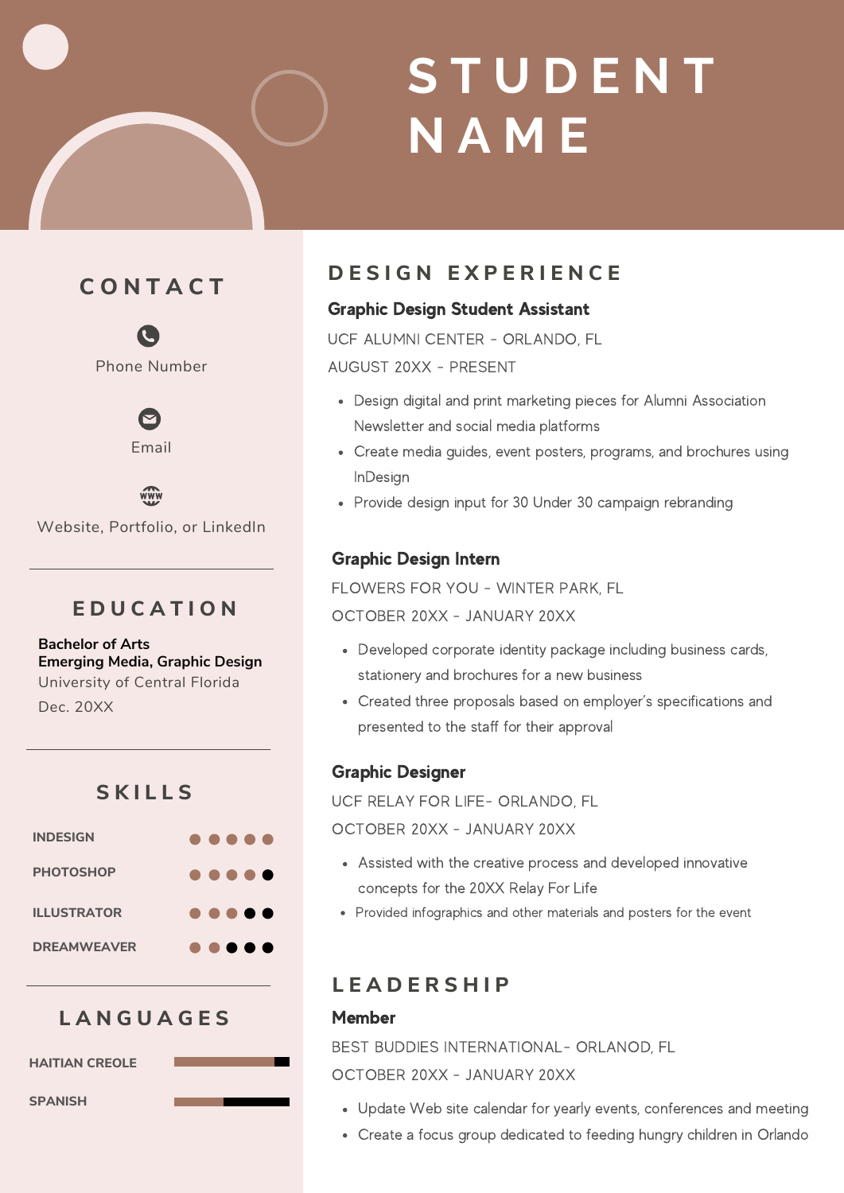# STUDENT NAME

## CONTACT

Phone Number

Email

Website, Portfolio, or LinkedIn

## EDUCATION

**Bachelor of Arts**
**Emerging Media, Graphic Design**
University of Central Florida
Dec. 20XX

## SKILLS

INDESIGN
PHOTOSHOP
ILLUSTRATOR
DREAMWEAVER

## LANGUAGES

HAITIAN CREOLE
SPANISH

## DESIGN EXPERIENCE

### Graphic Design Student Assistant

UCF ALUMNI CENTER - ORLANDO, FL
AUGUST 20XX - PRESENT

- Design digital and print marketing pieces for Alumni Association Newsletter and social media platforms
- Create media guides, event posters, programs, and brochures using InDesign
- Provide design input for 30 Under 30 campaign rebranding

### Graphic Design Intern

FLOWERS FOR YOU - WINTER PARK, FL
OCTOBER 20XX - JANUARY 20XX

- Developed corporate identity package including business cards, stationery and brochures for a new business
- Created three proposals based on employer's specifications and presented to the staff for their approval

### Graphic Designer

UCF RELAY FOR LIFE- ORLANDO, FL
OCTOBER 20XX - JANUARY 20XX

- Assisted with the creative process and developed innovative concepts for the 20XX Relay For Life
- Provided infographics and other materials and posters for the event

## LEADERSHIP

### Member

BEST BUDDIES INTERNATIONAL- ORLANOD, FL
OCTOBER 20XX - JANUARY 20XX

- Update Web site calendar for yearly events, conferences and meeting
- Create a focus group dedicated to feeding hungry children in Orlando